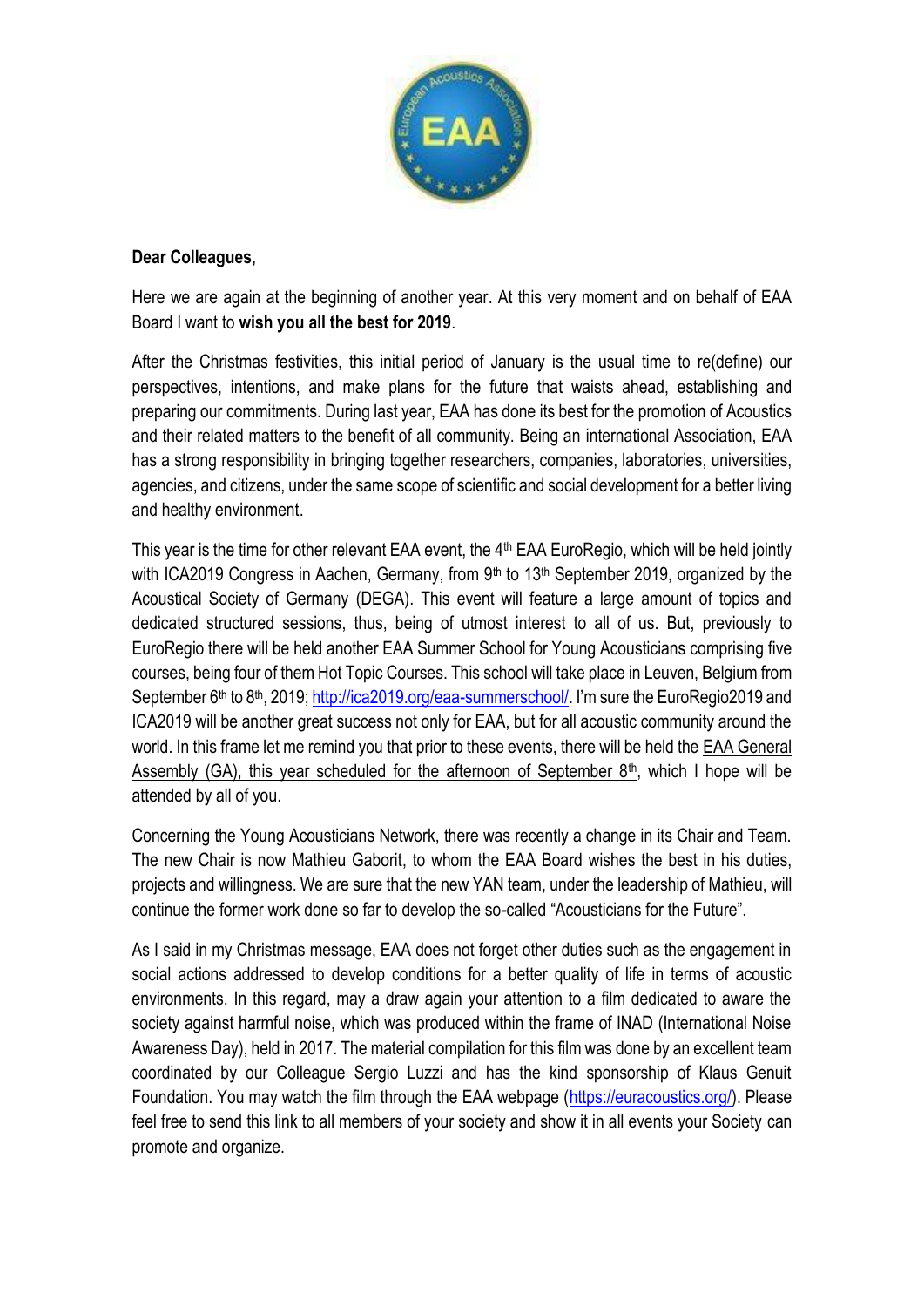**Dear Colleagues,**

Here we are again at the beginning of another year. At this very moment and on behalf of EAA Board I want to **wish you all the best for 2019**.

After the Christmas festivities, this initial period of January is the usual time to re(define) our perspectives, intentions, and make plans for the future that waists ahead, establishing and preparing our commitments. During last year, EAA has done its best for the promotion of Acoustics and their related matters to the benefit of all community. Being an international Association, EAA has a strong responsibility in bringing together researchers, companies, laboratories, universities, agencies, and citizens, under the same scope of scientific and social development for a better living and healthy environment.

This year is the time for other relevant EAA event, the 4th EAA EuroRegio, which will be held jointly with ICA2019 Congress in Aachen, Germany, from 9th to 13th September 2019, organized by the Acoustical Society of Germany (DEGA). This event will feature a large amount of topics and dedicated structured sessions, thus, being of utmost interest to all of us. But, previously to EuroRegio there will be held another EAA Summer School for Young Acousticians comprising five courses, being four of them Hot Topic Courses. This school will take place in Leuven, Belgium from September 6th to 8th, 2019; http://ica2019.org/eaa-summerschool/. I'm sure the EuroRegio2019 and ICA2019 will be another great success not only for EAA, but for all acoustic community around the world. In this frame let me remind you that prior to these events, there will be held the EAA General Assembly (GA), this year scheduled for the afternoon of September 8th, which I hope will be attended by all of you.

Concerning the Young Acousticians Network, there was recently a change in its Chair and Team. The new Chair is now Mathieu Gaborit, to whom the EAA Board wishes the best in his duties, projects and willingness. We are sure that the new YAN team, under the leadership of Mathieu, will continue the former work done so far to develop the so-called "Acousticians for the Future".

As I said in my Christmas message, EAA does not forget other duties such as the engagement in social actions addressed to develop conditions for a better quality of life in terms of acoustic environments. In this regard, may a draw again your attention to a film dedicated to aware the society against harmful noise, which was produced within the frame of INAD (International Noise Awareness Day), held in 2017. The material compilation for this film was done by an excellent team coordinated by our Colleague Sergio Luzzi and has the kind sponsorship of Klaus Genuit Foundation. You may watch the film through the EAA webpage (https://euracoustics.org/). Please feel free to send this link to all members of your society and show it in all events your Society can promote and organize.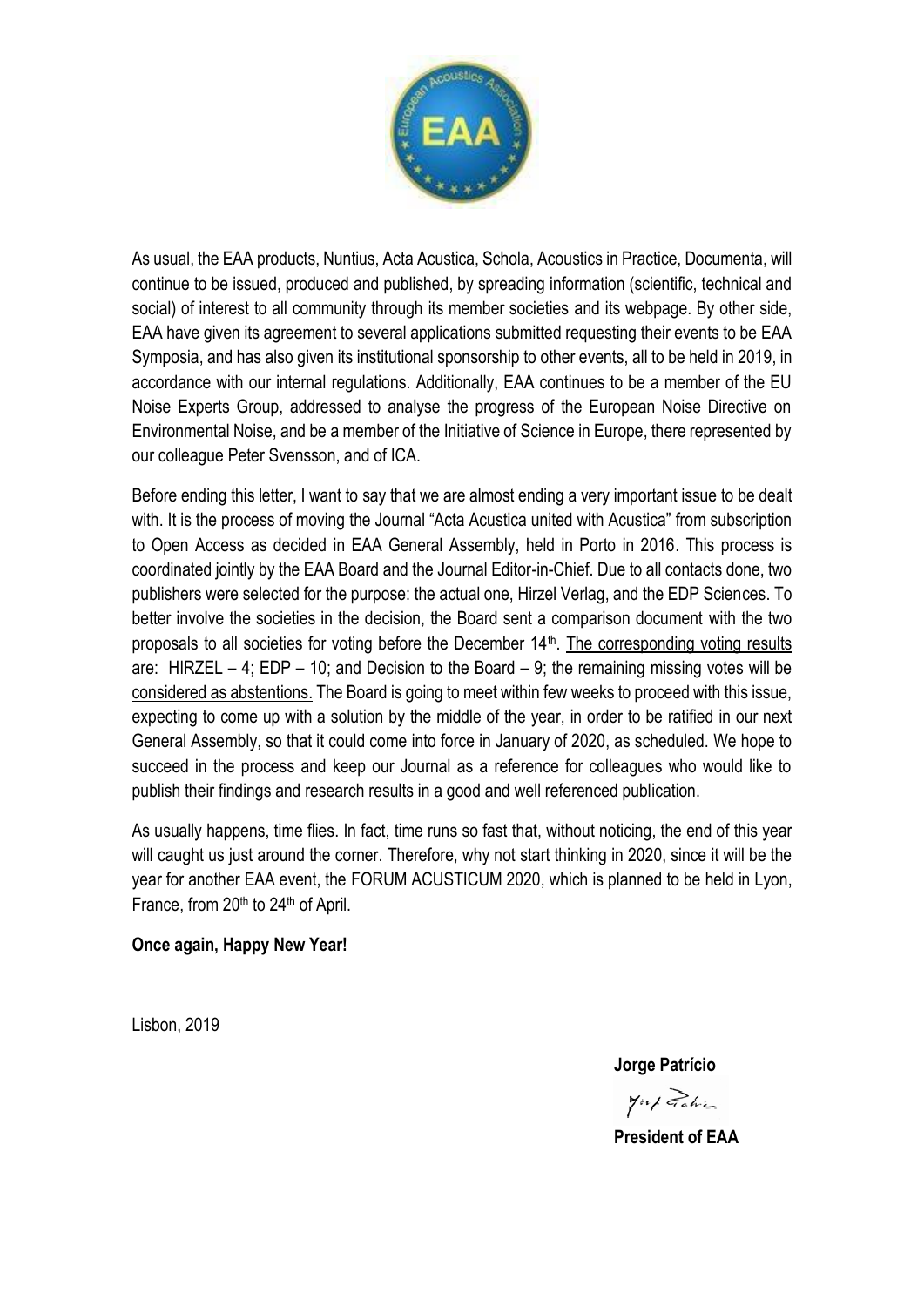As usual, the EAA products, Nuntius, Acta Acustica, Schola, Acoustics in Practice, Documenta, will continue to be issued, produced and published, by spreading information (scientific, technical and social) of interest to all community through its member societies and its webpage. By other side, EAA have given its agreement to several applications submitted requesting their events to be EAA Symposia, and has also given its institutional sponsorship to other events, all to be held in 2019, in accordance with our internal regulations. Additionally, EAA continues to be a member of the EU Noise Experts Group, addressed to analyse the progress of the European Noise Directive on Environmental Noise, and be a member of the Initiative of Science in Europe, there represented by our colleague Peter Svensson, and of ICA.

Before ending this letter, I want to say that we are almost ending a very important issue to be dealt with. It is the process of moving the Journal "Acta Acustica united with Acustica" from subscription to Open Access as decided in EAA General Assembly, held in Porto in 2016. This process is coordinated jointly by the EAA Board and the Journal Editor-in-Chief. Due to all contacts done, two publishers were selected for the purpose: the actual one, Hirzel Verlag, and the EDP Sciences. To better involve the societies in the decision, the Board sent a comparison document with the two proposals to all societies for voting before the December 14th. The corresponding voting results are: HIRZEL – 4; EDP – 10; and Decision to the Board – 9; the remaining missing votes will be considered as abstentions. The Board is going to meet within few weeks to proceed with this issue, expecting to come up with a solution by the middle of the year, in order to be ratified in our next General Assembly, so that it could come into force in January of 2020, as scheduled. We hope to succeed in the process and keep our Journal as a reference for colleagues who would like to publish their findings and research results in a good and well referenced publication.

As usually happens, time flies. In fact, time runs so fast that, without noticing, the end of this year will caught us just around the corner. Therefore, why not start thinking in 2020, since it will be the year for another EAA event, the FORUM ACUSTICUM 2020, which is planned to be held in Lyon, France, from 20th to 24th of April.

**Once again, Happy New Year!**

Lisbon, 2019

**Jorge Patrício**

**President of EAA**